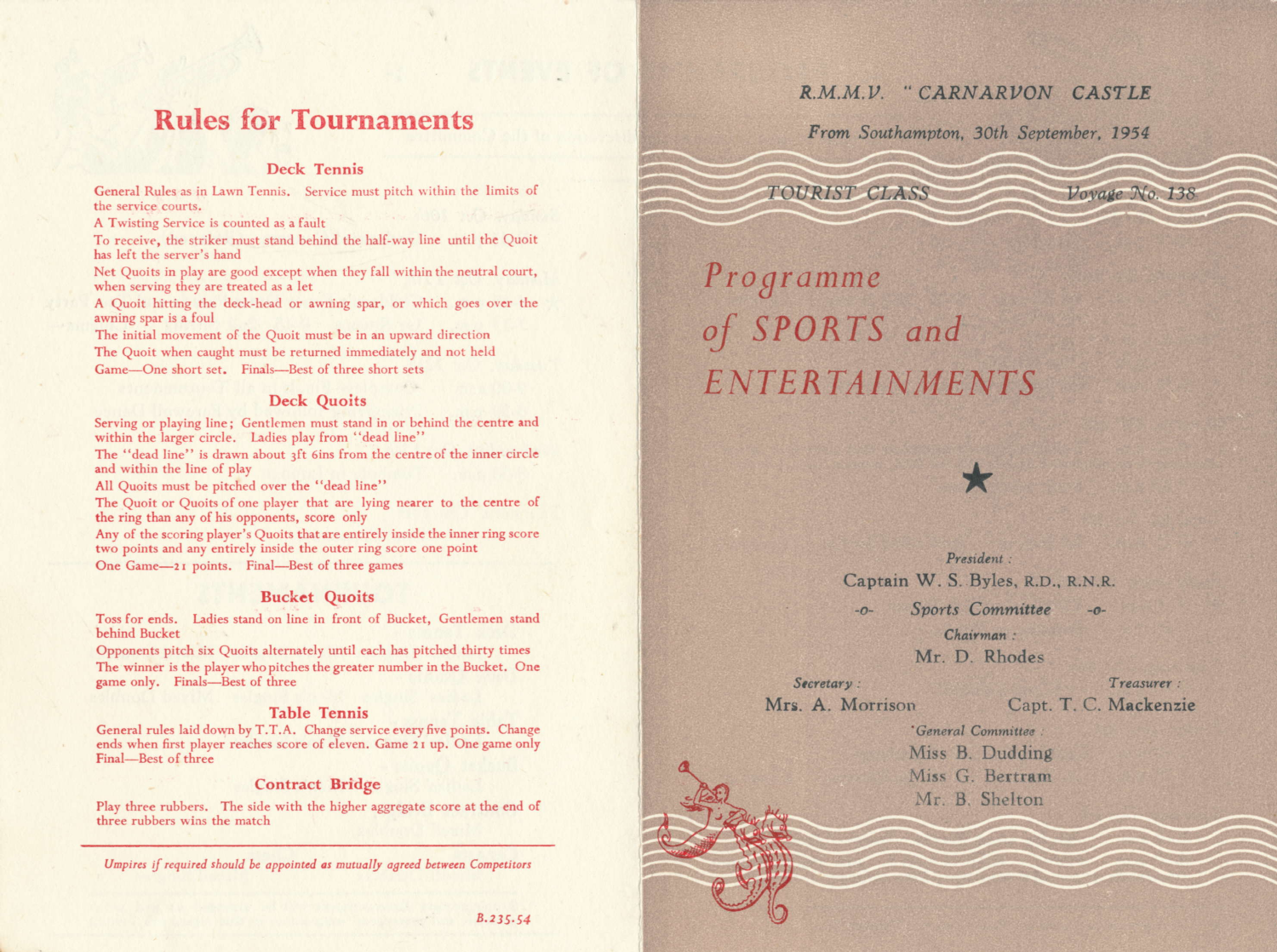# Rules for Tournaments

## Deck Tennis

General Rules as in Lawn Tennis. Service must pitch within the limits of the service courts.

A Twisting Service is counted as a fault

To receive, the striker must stand behind the half-way line until the Quoit has left the server's hand

Net Quoits in play are good except when they fall within the neutral court, when serving they are treated as a let

A Quoit hitting the deck-head or awning spar, or which goes over the awning spar is a foul

The initial movement of the Quoit must be in an upward direction

The Quoit when caught must be returned immediately and not held

Game—One short set. Finals—Best of three short sets

## Deck Quoits

Serving or playing line; Gentlemen must stand in or behind the centre and within the larger circle. Ladies play from "dead line"

The "dead line" is drawn about 3ft 6ins from the centre of the inner circle and within the line of play

All Quoits must be pitched over the "dead line"

The Quoit or Quoits of one player that are lying nearer to the centre of the ring than any of his opponents, score only

Any of the scoring player's Quoits that are entirely inside the inner ring score two points and any entirely inside the outer ring score one point

One Game—21 points. Final—Best of three games

## Bucket Quoits

Toss for ends. Ladies stand on line in front of Bucket, Gentlemen stand behind Bucket

Opponents pitch six Quoits alternately until each has pitched thirty times

The winner is the player who pitches the greater number in the Bucket. One game only. Finals—Best of three

## Table Tennis

General rules laid down by T.T.A. Change service every five points. Change ends when first player reaches score of eleven. Game 21 up. One game only Final—Best of three

## Contract Bridge

Play three rubbers. The side with the higher aggregate score at the end of three rubbers wins the match

---

*Umpires if required should be appointed as mutually agreed between Competitors*

B.235.54

*R.M.M.V. "CARNARVON CASTLE*

*From Southampton, 30th September, 1954*

*TOURIST CLASS* — *Voyage No. 138*

# *Programme of SPORTS and ENTERTAINMENTS*

★

*President :*
Captain W. S. Byles, R.D., R.N.R.

-o- *Sports Committee* -o-

*Chairman :*
Mr. D. Rhodes

*Secretary :*
Mrs. A. Morrison

*Treasurer :*
Capt. T. C. Mackenzie

*General Committee :*
Miss B. Dudding
Miss G. Bertram
Mr. B. Shelton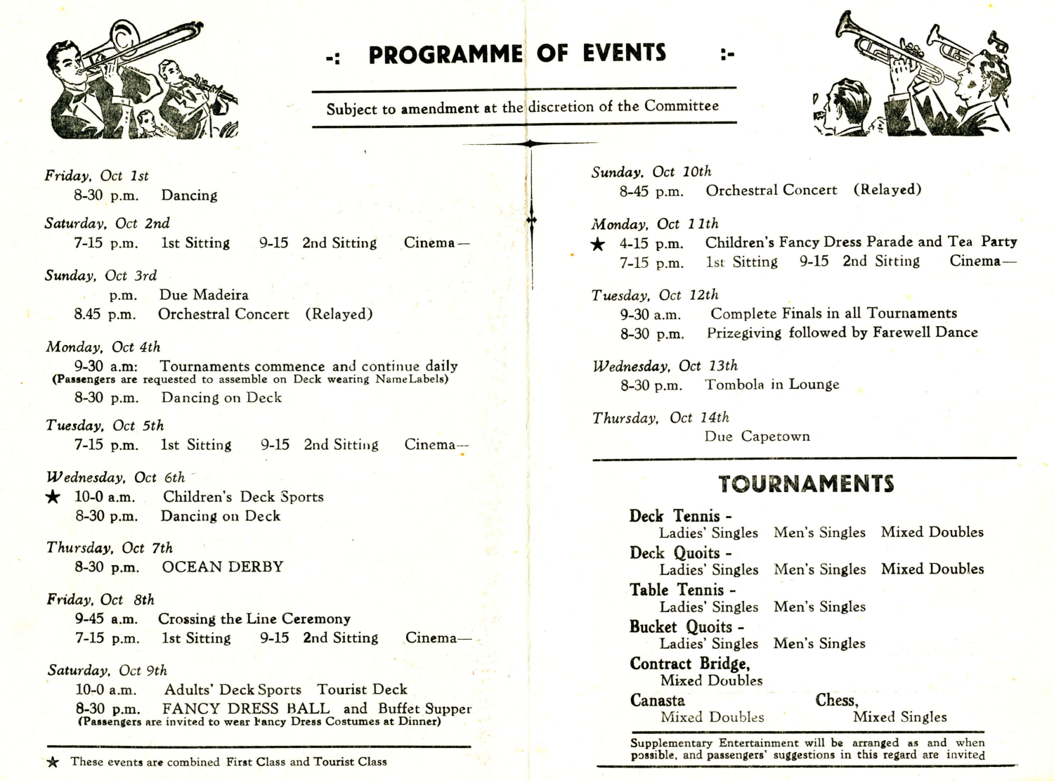# -: PROGRAMME OF EVENTS :-

Subject to amendment at the discretion of the Committee

*Friday, Oct 1st*

8-30 p.m. Dancing

*Saturday, Oct 2nd*

7-15 p.m. 1st Sitting 9-15 2nd Sitting Cinema—

*Sunday, Oct 3rd*

p.m. Due Madeira

8.45 p.m. Orchestral Concert (Relayed)

*Monday, Oct 4th*

9-30 a.m: Tournaments commence and continue daily
**(Passengers are requested to assemble on Deck wearing NameLabels)**

8-30 p.m. Dancing on Deck

*Tuesday, Oct 5th*

7-15 p.m. 1st Sitting 9-15 2nd Sitting Cinema—

*Wednesday, Oct 6th*

★ 10-0 a.m. Children's Deck Sports

8-30 p.m. Dancing on Deck

*Thursday, Oct 7th*

8-30 p.m. OCEAN DERBY

*Friday, Oct 8th*

9-45 a.m. Crossing the Line Ceremony

7-15 p.m. 1st Sitting 9-15 2nd Sitting Cinema—

*Saturday, Oct 9th*

10-0 a.m. Adults' Deck Sports Tourist Deck

8-30 p.m. FANCY DRESS BALL and Buffet Supper
**(Passengers are invited to wear Fancy Dress Costumes at Dinner)**

★ These events are combined First Class and Tourist Class

*Sunday, Oct 10th*

8-45 p.m. Orchestral Concert (Relayed)

*Monday, Oct 11th*

★ 4-15 p.m. Children's Fancy Dress Parade and Tea Party

7-15 p.m. 1st Sitting 9-15 2nd Sitting Cinema—

*Tuesday, Oct 12th*

9-30 a.m. Complete Finals in all Tournaments

8-30 p.m. Prizegiving followed by Farewell Dance

*Wednesday, Oct 13th*

8-30 p.m. Tombola in Lounge

*Thursday, Oct 14th*

Due Capetown

## TOURNAMENTS

**Deck Tennis -**
Ladies' Singles Men's Singles Mixed Doubles

**Deck Quoits -**
Ladies' Singles Men's Singles Mixed Doubles

**Table Tennis -**
Ladies' Singles Men's Singles

**Bucket Quoits -**
Ladies' Singles Men's Singles

**Contract Bridge,**
Mixed Doubles

**Canasta**
Mixed Doubles

**Chess,**
Mixed Singles

Supplementary Entertainment will be arranged as and when possible, and passengers' suggestions in this regard are invited